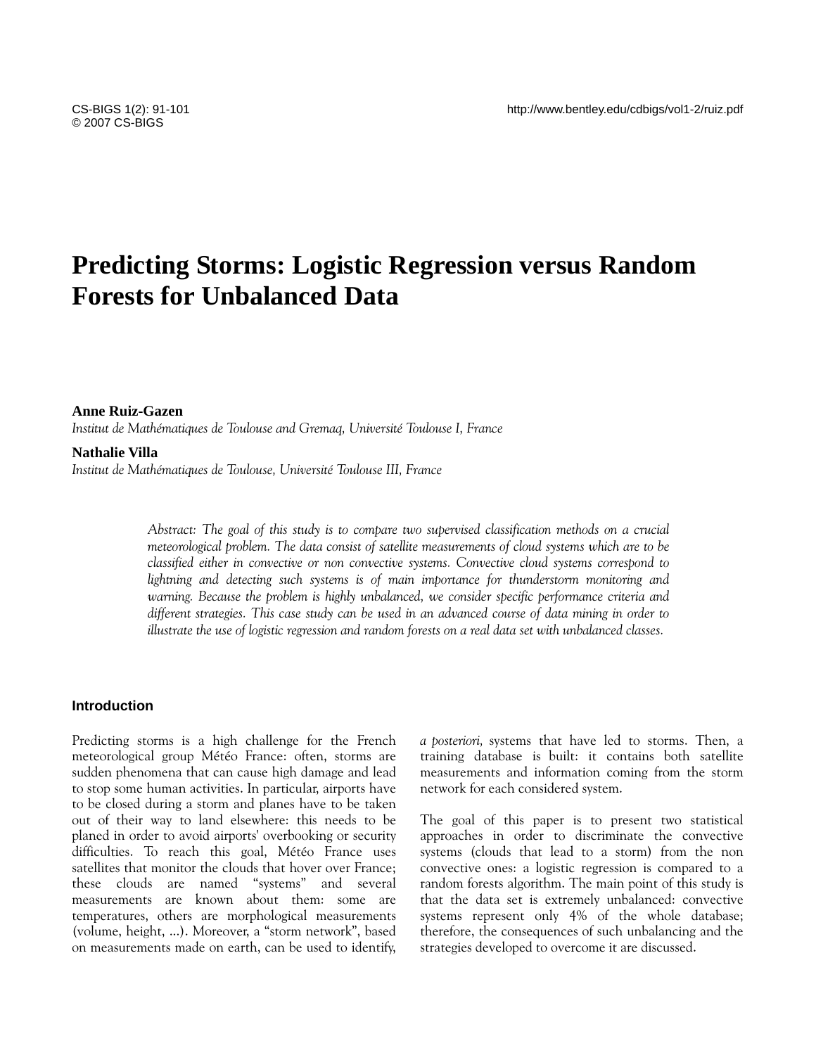# Predicting Storms: Logistic Regression versus Random Forests for Unbalanced Data

**Anne Ruiz-Gazen**
*Institut de Mathématiques de Toulouse and Gremaq, Université Toulouse I, France*

**Nathalie Villa**
*Institut de Mathématiques de Toulouse, Université Toulouse III, France*

*Abstract: The goal of this study is to compare two supervised classification methods on a crucial meteorological problem. The data consist of satellite measurements of cloud systems which are to be classified either in convective or non convective systems. Convective cloud systems correspond to lightning and detecting such systems is of main importance for thunderstorm monitoring and warning. Because the problem is highly unbalanced, we consider specific performance criteria and different strategies. This case study can be used in an advanced course of data mining in order to illustrate the use of logistic regression and random forests on a real data set with unbalanced classes.*

## Introduction

Predicting storms is a high challenge for the French meteorological group Météo France: often, storms are sudden phenomena that can cause high damage and lead to stop some human activities. In particular, airports have to be closed during a storm and planes have to be taken out of their way to land elsewhere: this needs to be planed in order to avoid airports' overbooking or security difficulties. To reach this goal, Météo France uses satellites that monitor the clouds that hover over France; these clouds are named "systems" and several measurements are known about them: some are temperatures, others are morphological measurements (volume, height, ...). Moreover, a "storm network", based on measurements made on earth, can be used to identify, *a posteriori*, systems that have led to storms. Then, a training database is built: it contains both satellite measurements and information coming from the storm network for each considered system.

The goal of this paper is to present two statistical approaches in order to discriminate the convective systems (clouds that lead to a storm) from the non convective ones: a logistic regression is compared to a random forests algorithm. The main point of this study is that the data set is extremely unbalanced: convective systems represent only 4% of the whole database; therefore, the consequences of such unbalancing and the strategies developed to overcome it are discussed.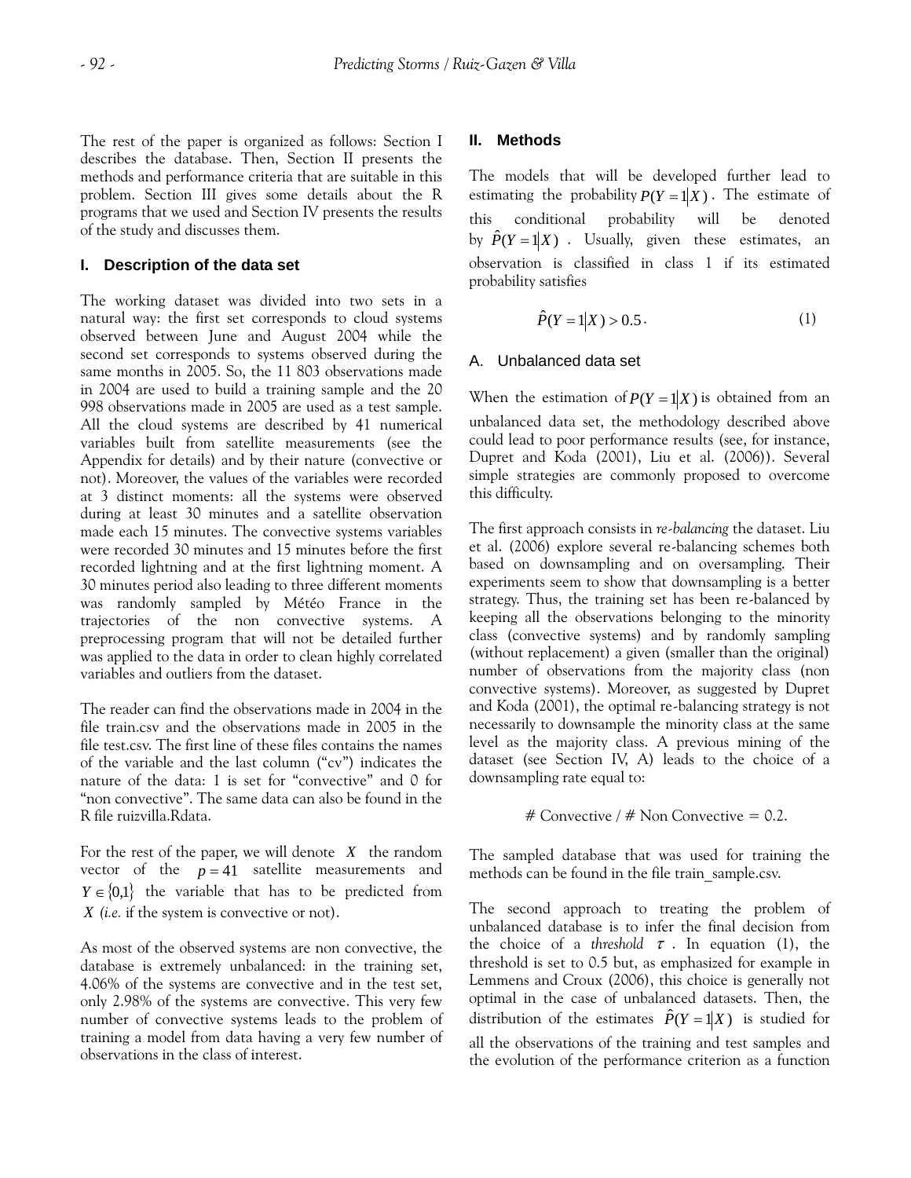The rest of the paper is organized as follows: Section I describes the database. Then, Section II presents the methods and performance criteria that are suitable in this problem. Section III gives some details about the R programs that we used and Section IV presents the results of the study and discusses them.

## I. Description of the data set

The working dataset was divided into two sets in a natural way: the first set corresponds to cloud systems observed between June and August 2004 while the second set corresponds to systems observed during the same months in 2005. So, the 11 803 observations made in 2004 are used to build a training sample and the 20 998 observations made in 2005 are used as a test sample. All the cloud systems are described by 41 numerical variables built from satellite measurements (see the Appendix for details) and by their nature (convective or not). Moreover, the values of the variables were recorded at 3 distinct moments: all the systems were observed during at least 30 minutes and a satellite observation made each 15 minutes. The convective systems variables were recorded 30 minutes and 15 minutes before the first recorded lightning and at the first lightning moment. A 30 minutes period also leading to three different moments was randomly sampled by Météo France in the trajectories of the non convective systems. A preprocessing program that will not be detailed further was applied to the data in order to clean highly correlated variables and outliers from the dataset.

The reader can find the observations made in 2004 in the file train.csv and the observations made in 2005 in the file test.csv. The first line of these files contains the names of the variable and the last column ("cv") indicates the nature of the data: 1 is set for "convective" and 0 for "non convective". The same data can also be found in the R file ruizvilla.Rdata.

For the rest of the paper, we will denote $X$ the random vector of the $p = 41$ satellite measurements and $Y \in \{0,1\}$ the variable that has to be predicted from $X$ *(i.e.* if the system is convective or not).

As most of the observed systems are non convective, the database is extremely unbalanced: in the training set, 4.06% of the systems are convective and in the test set, only 2.98% of the systems are convective. This very few number of convective systems leads to the problem of training a model from data having a very few number of observations in the class of interest.

## II. Methods

The models that will be developed further lead to estimating the probability $P(Y = 1|X)$. The estimate of this conditional probability will be denoted by $\hat{P}(Y = 1|X)$. Usually, given these estimates, an observation is classified in class 1 if its estimated probability satisfies

$$\hat{P}(Y = 1|X) > 0.5. \qquad (1)$$

### A. Unbalanced data set

When the estimation of $P(Y = 1|X)$ is obtained from an unbalanced data set, the methodology described above could lead to poor performance results (see, for instance, Dupret and Koda (2001), Liu et al. (2006)). Several simple strategies are commonly proposed to overcome this difficulty.

The first approach consists in *re-balancing* the dataset. Liu et al. (2006) explore several re-balancing schemes both based on downsampling and on oversampling. Their experiments seem to show that downsampling is a better strategy. Thus, the training set has been re-balanced by keeping all the observations belonging to the minority class (convective systems) and by randomly sampling (without replacement) a given (smaller than the original) number of observations from the majority class (non convective systems). Moreover, as suggested by Dupret and Koda (2001), the optimal re-balancing strategy is not necessarily to downsample the minority class at the same level as the majority class. A previous mining of the dataset (see Section IV, A) leads to the choice of a downsampling rate equal to:

# Convective / # Non Convective = 0.2.

The sampled database that was used for training the methods can be found in the file train_sample.csv.

The second approach to treating the problem of unbalanced database is to infer the final decision from the choice of a *threshold* $\tau$. In equation (1), the threshold is set to 0.5 but, as emphasized for example in Lemmens and Croux (2006), this choice is generally not optimal in the case of unbalanced datasets. Then, the distribution of the estimates $\hat{P}(Y = 1|X)$ is studied for all the observations of the training and test samples and the evolution of the performance criterion as a function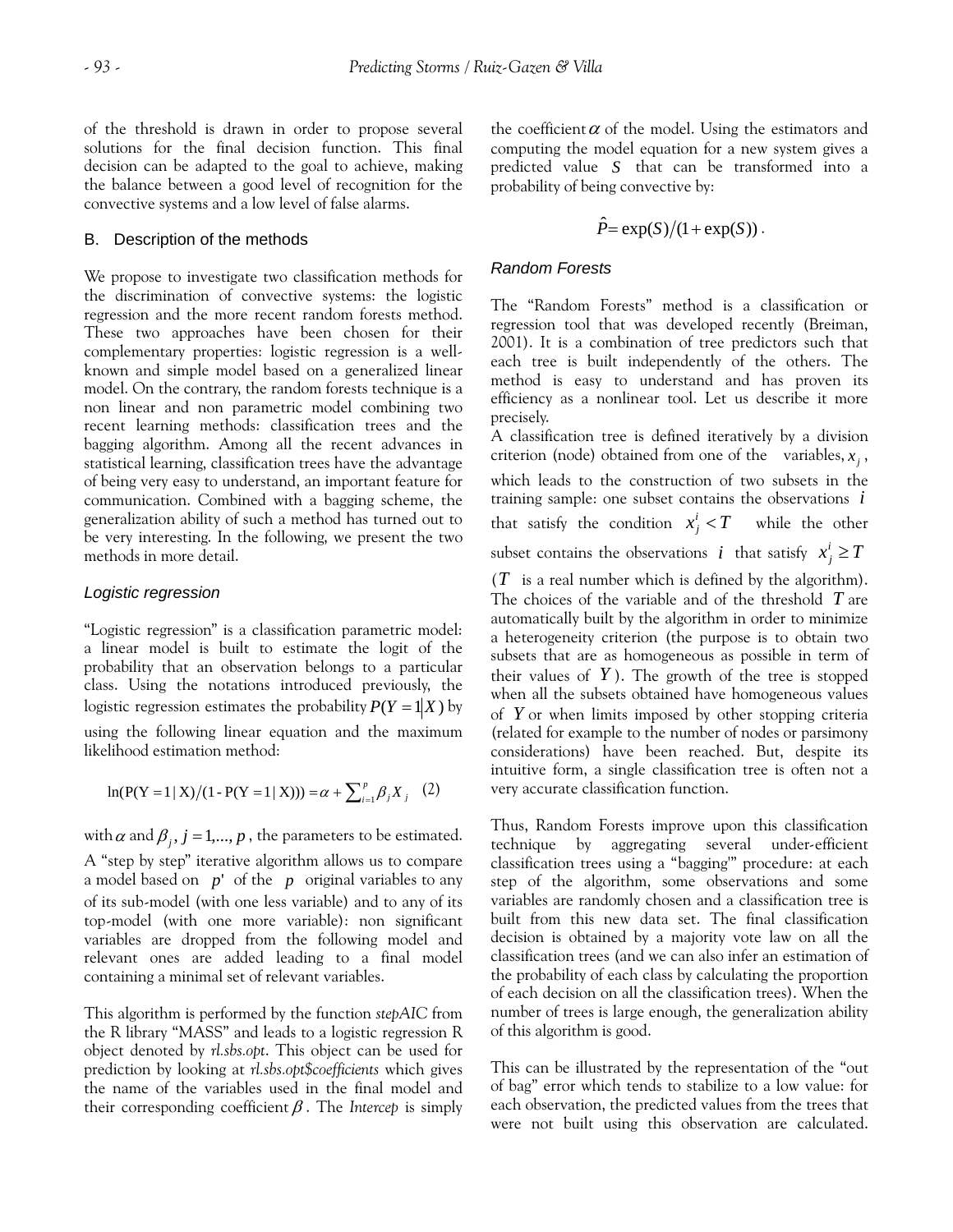of the threshold is drawn in order to propose several solutions for the final decision function. This final decision can be adapted to the goal to achieve, making the balance between a good level of recognition for the convective systems and a low level of false alarms.

## B. Description of the methods

We propose to investigate two classification methods for the discrimination of convective systems: the logistic regression and the more recent random forests method. These two approaches have been chosen for their complementary properties: logistic regression is a well-known and simple model based on a generalized linear model. On the contrary, the random forests technique is a non linear and non parametric model combining two recent learning methods: classification trees and the bagging algorithm. Among all the recent advances in statistical learning, classification trees have the advantage of being very easy to understand, an important feature for communication. Combined with a bagging scheme, the generalization ability of such a method has turned out to be very interesting. In the following, we present the two methods in more detail.

### *Logistic regression*

"Logistic regression" is a classification parametric model: a linear model is built to estimate the logit of the probability that an observation belongs to a particular class. Using the notations introduced previously, the logistic regression estimates the probability $P(Y=1|X)$ by using the following linear equation and the maximum likelihood estimation method:

$$\ln(P(Y=1\,|\,X)/(1-P(Y=1\,|\,X))) = \alpha + \sum_{i=1}^{p} \beta_j X_j \quad (2)$$

with $\alpha$ and $\beta_j$, $j = 1,\ldots, p$, the parameters to be estimated. A "step by step" iterative algorithm allows us to compare a model based on $p'$ of the $p$ original variables to any of its sub-model (with one less variable) and to any of its top-model (with one more variable): non significant variables are dropped from the following model and relevant ones are added leading to a final model containing a minimal set of relevant variables.

This algorithm is performed by the function *stepAIC* from the R library "MASS" and leads to a logistic regression R object denoted by *rl.sbs.opt*. This object can be used for prediction by looking at *rl.sbs.opt$coefficients* which gives the name of the variables used in the final model and their corresponding coefficient $\beta$. The *Intercep* is simply the coefficient $\alpha$ of the model. Using the estimators and computing the model equation for a new system gives a predicted value $S$ that can be transformed into a probability of being convective by:

$$\hat{P} = \exp(S)/(1+\exp(S)).$$

### *Random Forests*

The "Random Forests" method is a classification or regression tool that was developed recently (Breiman, 2001). It is a combination of tree predictors such that each tree is built independently of the others. The method is easy to understand and has proven its efficiency as a nonlinear tool. Let us describe it more precisely.

A classification tree is defined iteratively by a division criterion (node) obtained from one of the variables, $x_j$, which leads to the construction of two subsets in the training sample: one subset contains the observations $i$ that satisfy the condition $x_j^i < T$ while the other subset contains the observations $i$ that satisfy $x_j^i \geq T$ ($T$ is a real number which is defined by the algorithm). The choices of the variable and of the threshold $T$ are automatically built by the algorithm in order to minimize a heterogeneity criterion (the purpose is to obtain two subsets that are as homogeneous as possible in term of their values of $Y$). The growth of the tree is stopped when all the subsets obtained have homogeneous values of $Y$ or when limits imposed by other stopping criteria (related for example to the number of nodes or parsimony considerations) have been reached. But, despite its intuitive form, a single classification tree is often not a very accurate classification function.

Thus, Random Forests improve upon this classification technique by aggregating several under-efficient classification trees using a "bagging'" procedure: at each step of the algorithm, some observations and some variables are randomly chosen and a classification tree is built from this new data set. The final classification decision is obtained by a majority vote law on all the classification trees (and we can also infer an estimation of the probability of each class by calculating the proportion of each decision on all the classification trees). When the number of trees is large enough, the generalization ability of this algorithm is good.

This can be illustrated by the representation of the "out of bag" error which tends to stabilize to a low value: for each observation, the predicted values from the trees that were not built using this observation are calculated.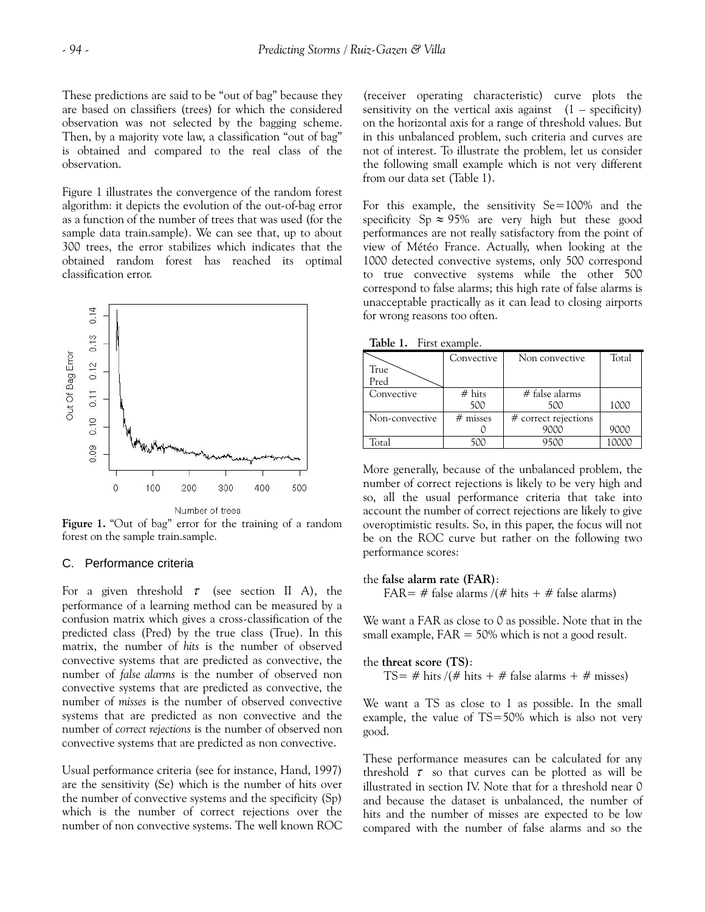These predictions are said to be "out of bag" because they are based on classifiers (trees) for which the considered observation was not selected by the bagging scheme. Then, by a majority vote law, a classification "out of bag" is obtained and compared to the real class of the observation.

Figure 1 illustrates the convergence of the random forest algorithm: it depicts the evolution of the out-of-bag error as a function of the number of trees that was used (for the sample data train.sample). We can see that, up to about 300 trees, the error stabilizes which indicates that the obtained random forest has reached its optimal classification error.

**Figure 1.** "Out of bag" error for the training of a random forest on the sample train.sample.

### C. Performance criteria

For a given threshold $\tau$ (see section II A), the performance of a learning method can be measured by a confusion matrix which gives a cross-classification of the predicted class (Pred) by the true class (True). In this matrix, the number of *hits* is the number of observed convective systems that are predicted as convective, the number of *false alarms* is the number of observed non convective systems that are predicted as convective, the number of *misses* is the number of observed convective systems that are predicted as non convective and the number of *correct rejections* is the number of observed non convective systems that are predicted as non convective.

Usual performance criteria (see for instance, Hand, 1997) are the sensitivity (Se) which is the number of hits over the number of convective systems and the specificity (Sp) which is the number of correct rejections over the number of non convective systems. The well known ROC (receiver operating characteristic) curve plots the sensitivity on the vertical axis against (1 – specificity) on the horizontal axis for a range of threshold values. But in this unbalanced problem, such criteria and curves are not of interest. To illustrate the problem, let us consider the following small example which is not very different from our data set (Table 1).

For this example, the sensitivity Se=100% and the specificity Sp $\approx$ 95% are very high but these good performances are not really satisfactory from the point of view of Météo France. Actually, when looking at the 1000 detected convective systems, only 500 correspond to true convective systems while the other 500 correspond to false alarms; this high rate of false alarms is unacceptable practically as it can lead to closing airports for wrong reasons too often.

**Table 1.** First example.

| True / Pred | Convective | Non convective | Total |
|---|---|---|---|
| Convective | # hits 500 | # false alarms 500 | 1000 |
| Non-convective | # misses 0 | # correct rejections 9000 | 9000 |
| Total | 500 | 9500 | 10000 |

More generally, because of the unbalanced problem, the number of correct rejections is likely to be very high and so, all the usual performance criteria that take into account the number of correct rejections are likely to give overoptimistic results. So, in this paper, the focus will not be on the ROC curve but rather on the following two performance scores:

the **false alarm rate (FAR)**:

FAR= # false alarms /(# hits + # false alarms)

We want a FAR as close to 0 as possible. Note that in the small example, FAR = 50% which is not a good result.

the **threat score (TS)**:

TS= # hits /(# hits + # false alarms + # misses)

We want a TS as close to 1 as possible. In the small example, the value of TS=50% which is also not very good.

These performance measures can be calculated for any threshold $\tau$ so that curves can be plotted as will be illustrated in section IV. Note that for a threshold near 0 and because the dataset is unbalanced, the number of hits and the number of misses are expected to be low compared with the number of false alarms and so the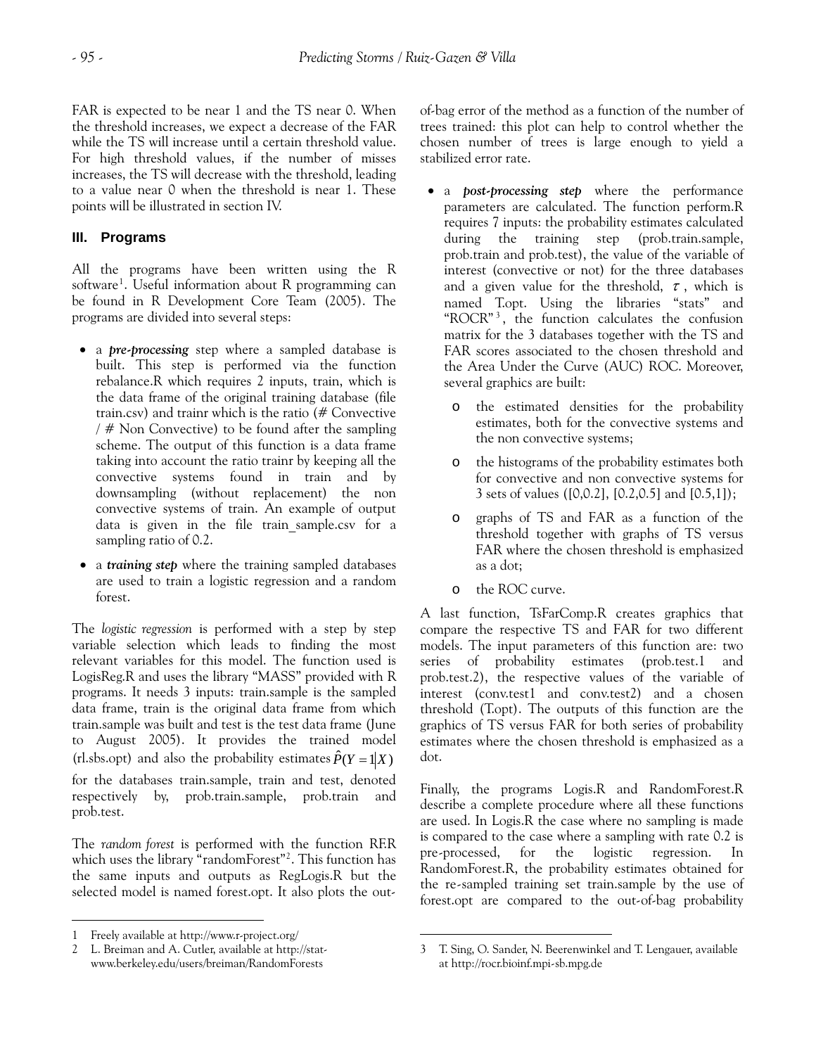FAR is expected to be near 1 and the TS near 0. When the threshold increases, we expect a decrease of the FAR while the TS will increase until a certain threshold value. For high threshold values, if the number of misses increases, the TS will decrease with the threshold, leading to a value near 0 when the threshold is near 1. These points will be illustrated in section IV.

## III. Programs

All the programs have been written using the R software[1]. Useful information about R programming can be found in R Development Core Team (2005). The programs are divided into several steps:

- a ***pre-processing*** step where a sampled database is built. This step is performed via the function rebalance.R which requires 2 inputs, train, which is the data frame of the original training database (file train.csv) and trainr which is the ratio (# Convective / # Non Convective) to be found after the sampling scheme. The output of this function is a data frame taking into account the ratio trainr by keeping all the convective systems found in train and by downsampling (without replacement) the non convective systems of train. An example of output data is given in the file train_sample.csv for a sampling ratio of 0.2.
- a ***training step*** where the training sampled databases are used to train a logistic regression and a random forest.

The *logistic regression* is performed with a step by step variable selection which leads to finding the most relevant variables for this model. The function used is LogisReg.R and uses the library "MASS" provided with R programs. It needs 3 inputs: train.sample is the sampled data frame, train is the original data frame from which train.sample was built and test is the test data frame (June to August 2005). It provides the trained model (rl.sbs.opt) and also the probability estimates $\hat{P}(Y=1|X)$ for the databases train.sample, train and test, denoted respectively by, prob.train.sample, prob.train and prob.test.

The *random forest* is performed with the function RF.R which uses the library "randomForest"[2]. This function has the same inputs and outputs as RegLogis.R but the selected model is named forest.opt. It also plots the out-of-bag error of the method as a function of the number of trees trained: this plot can help to control whether the chosen number of trees is large enough to yield a stabilized error rate.

- a ***post-processing step*** where the performance parameters are calculated. The function perform.R requires 7 inputs: the probability estimates calculated during the training step (prob.train.sample, prob.train and prob.test), the value of the variable of interest (convective or not) for the three databases and a given value for the threshold, $\tau$, which is named T.opt. Using the libraries "stats" and "ROCR"[3], the function calculates the confusion matrix for the 3 databases together with the TS and FAR scores associated to the chosen threshold and the Area Under the Curve (AUC) ROC. Moreover, several graphics are built:
    - the estimated densities for the probability estimates, both for the convective systems and the non convective systems;
    - the histograms of the probability estimates both for convective and non convective systems for 3 sets of values ([0,0.2], [0.2,0.5] and [0.5,1]);
    - graphs of TS and FAR as a function of the threshold together with graphs of TS versus FAR where the chosen threshold is emphasized as a dot;
    - the ROC curve.

A last function, TsFarComp.R creates graphics that compare the respective TS and FAR for two different models. The input parameters of this function are: two series of probability estimates (prob.test.1 and prob.test.2), the respective values of the variable of interest (conv.test1 and conv.test2) and a chosen threshold (T.opt). The outputs of this function are the graphics of TS versus FAR for both series of probability estimates where the chosen threshold is emphasized as a dot.

Finally, the programs Logis.R and RandomForest.R describe a complete procedure where all these functions are used. In Logis.R the case where no sampling is made is compared to the case where a sampling with rate 0.2 is pre-processed, for the logistic regression. In RandomForest.R, the probability estimates obtained for the re-sampled training set train.sample by the use of forest.opt are compared to the out-of-bag probability

---

1 Freely available at http://www.r-project.org/

2 L. Breiman and A. Cutler, available at http://stat-www.berkeley.edu/users/breiman/RandomForests

3 T. Sing, O. Sander, N. Beerenwinkel and T. Lengauer, available at http://rocr.bioinf.mpi-sb.mpg.de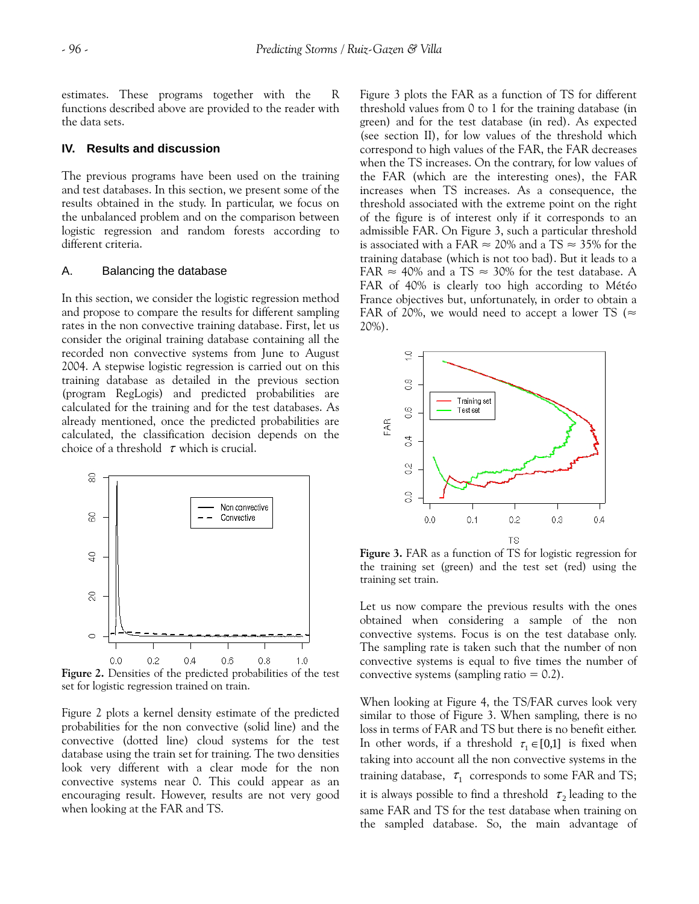estimates. These programs together with the R functions described above are provided to the reader with the data sets.

## IV. Results and discussion

The previous programs have been used on the training and test databases. In this section, we present some of the results obtained in the study. In particular, we focus on the unbalanced problem and on the comparison between logistic regression and random forests according to different criteria.

### A. Balancing the database

In this section, we consider the logistic regression method and propose to compare the results for different sampling rates in the non convective training database. First, let us consider the original training database containing all the recorded non convective systems from June to August 2004. A stepwise logistic regression is carried out on this training database as detailed in the previous section (program RegLogis) and predicted probabilities are calculated for the training and for the test databases. As already mentioned, once the predicted probabilities are calculated, the classification decision depends on the choice of a threshold $\tau$ which is crucial.

**Figure 2.** Densities of the predicted probabilities of the test set for logistic regression trained on train.

Figure 2 plots a kernel density estimate of the predicted probabilities for the non convective (solid line) and the convective (dotted line) cloud systems for the test database using the train set for training. The two densities look very different with a clear mode for the non convective systems near 0. This could appear as an encouraging result. However, results are not very good when looking at the FAR and TS.

Figure 3 plots the FAR as a function of TS for different threshold values from 0 to 1 for the training database (in green) and for the test database (in red). As expected (see section II), for low values of the threshold which correspond to high values of the FAR, the FAR decreases when the TS increases. On the contrary, for low values of the FAR (which are the interesting ones), the FAR increases when TS increases. As a consequence, the threshold associated with the extreme point on the right of the figure is of interest only if it corresponds to an admissible FAR. On Figure 3, such a particular threshold is associated with a FAR $\approx$ 20% and a TS $\approx$ 35% for the training database (which is not too bad). But it leads to a FAR $\approx$ 40% and a TS $\approx$ 30% for the test database. A FAR of 40% is clearly too high according to Météo France objectives but, unfortunately, in order to obtain a FAR of 20%, we would need to accept a lower TS ($\approx$ 20%).

**Figure 3.** FAR as a function of TS for logistic regression for the training set (green) and the test set (red) using the training set train.

Let us now compare the previous results with the ones obtained when considering a sample of the non convective systems. Focus is on the test database only. The sampling rate is taken such that the number of non convective systems is equal to five times the number of convective systems (sampling ratio = 0.2).

When looking at Figure 4, the TS/FAR curves look very similar to those of Figure 3. When sampling, there is no loss in terms of FAR and TS but there is no benefit either. In other words, if a threshold $\tau_1 \in [0,1]$ is fixed when taking into account all the non convective systems in the training database, $\tau_1$ corresponds to some FAR and TS; it is always possible to find a threshold $\tau_2$ leading to the same FAR and TS for the test database when training on the sampled database. So, the main advantage of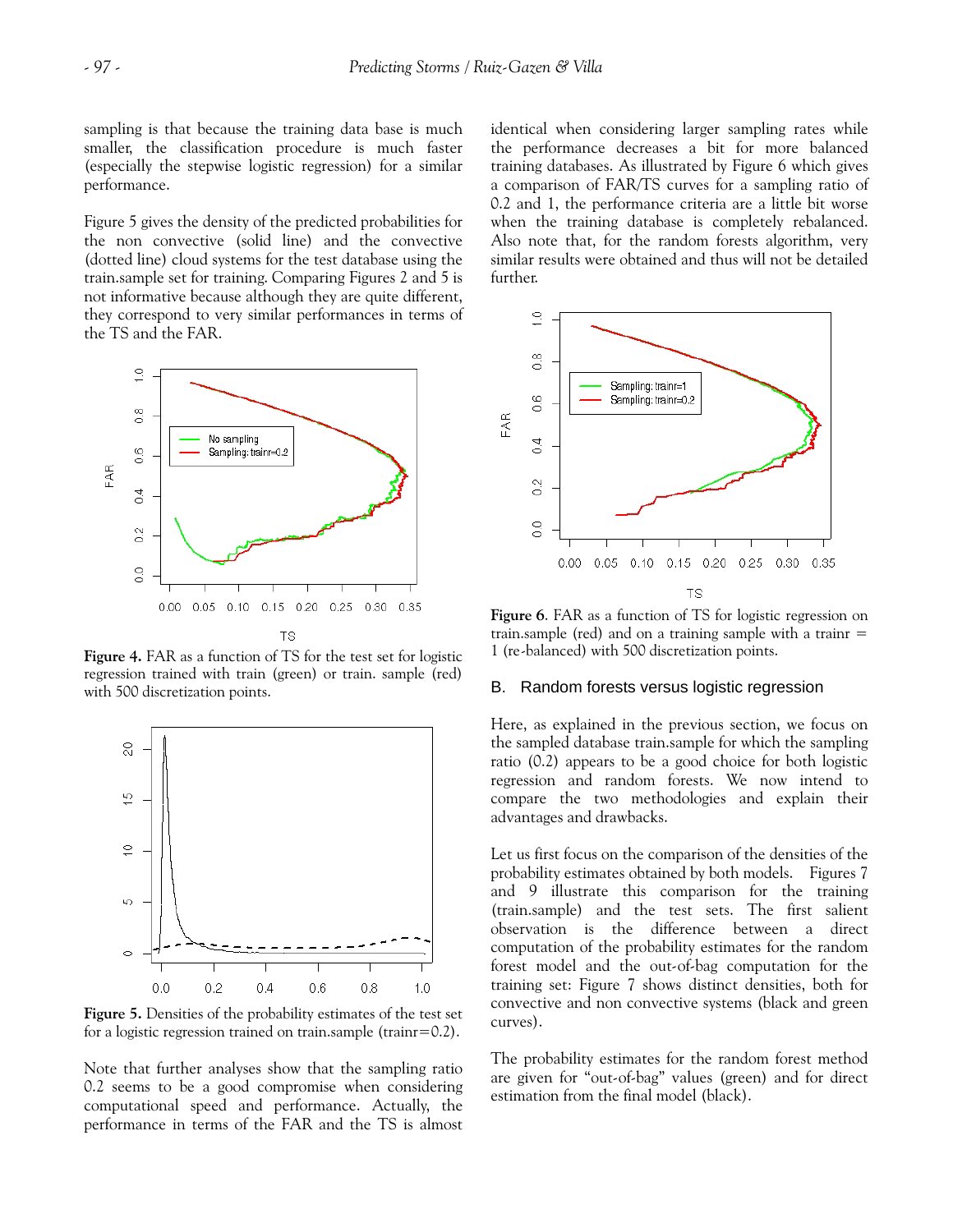sampling is that because the training data base is much smaller, the classification procedure is much faster (especially the stepwise logistic regression) for a similar performance.

Figure 5 gives the density of the predicted probabilities for the non convective (solid line) and the convective (dotted line) cloud systems for the test database using the train.sample set for training. Comparing Figures 2 and 5 is not informative because although they are quite different, they correspond to very similar performances in terms of the TS and the FAR.

**Figure 4.** FAR as a function of TS for the test set for logistic regression trained with train (green) or train. sample (red) with 500 discretization points.

**Figure 5.** Densities of the probability estimates of the test set for a logistic regression trained on train.sample (trainr=0.2).

Note that further analyses show that the sampling ratio 0.2 seems to be a good compromise when considering computational speed and performance. Actually, the performance in terms of the FAR and the TS is almost identical when considering larger sampling rates while the performance decreases a bit for more balanced training databases. As illustrated by Figure 6 which gives a comparison of FAR/TS curves for a sampling ratio of 0.2 and 1, the performance criteria are a little bit worse when the training database is completely rebalanced. Also note that, for the random forests algorithm, very similar results were obtained and thus will not be detailed further.

**Figure 6**. FAR as a function of TS for logistic regression on train.sample (red) and on a training sample with a trainr = 1 (re-balanced) with 500 discretization points.

## B. Random forests versus logistic regression

Here, as explained in the previous section, we focus on the sampled database train.sampled for which the sampling ratio (0.2) appears to be a good choice for both logistic regression and random forests. We now intend to compare the two methodologies and explain their advantages and drawbacks.

Let us first focus on the comparison of the densities of the probability estimates obtained by both models. Figures 7 and 9 illustrate this comparison for the training (train.sample) and the test sets. The first salient observation is the difference between a direct computation of the probability estimates for the random forest model and the out-of-bag computation for the training set: Figure 7 shows distinct densities, both for convective and non convective systems (black and green curves).

The probability estimates for the random forest method are given for "out-of-bag" values (green) and for direct estimation from the final model (black).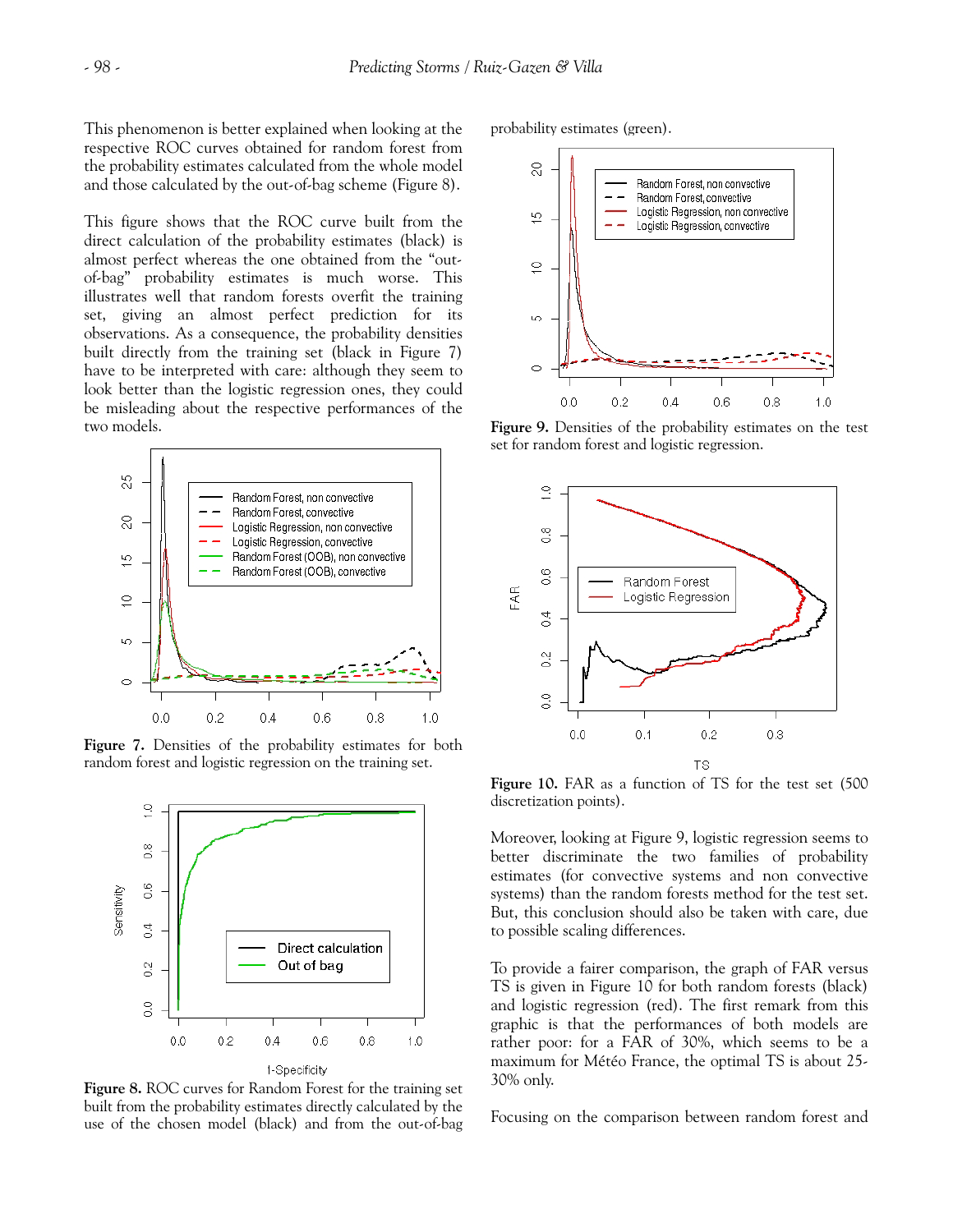This phenomenon is better explained when looking at the respective ROC curves obtained for random forest from the probability estimates calculated from the whole model and those calculated by the out-of-bag scheme (Figure 8).

This figure shows that the ROC curve built from the direct calculation of the probability estimates (black) is almost perfect whereas the one obtained from the "out-of-bag" probability estimates is much worse. This illustrates well that random forests overfit the training set, giving an almost perfect prediction for its observations. As a consequence, the probability densities built directly from the training set (black in Figure 7) have to be interpreted with care: although they seem to look better than the logistic regression ones, they could be misleading about the respective performances of the two models.

**Figure 7.** Densities of the probability estimates for both random forest and logistic regression on the training set.

**Figure 8.** ROC curves for Random Forest for the training set built from the probability estimates directly calculated by the use of the chosen model (black) and from the out-of-bag probability estimates (green).

**Figure 9.** Densities of the probability estimates on the test set for random forest and logistic regression.

**Figure 10.** FAR as a function of TS for the test set (500 discretization points).

Moreover, looking at Figure 9, logistic regression seems to better discriminate the two families of probability estimates (for convective systems and non convective systems) than the random forests method for the test set. But, this conclusion should also be taken with care, due to possible scaling differences.

To provide a fairer comparison, the graph of FAR versus TS is given in Figure 10 for both random forests (black) and logistic regression (red). The first remark from this graphic is that the performances of both models are rather poor: for a FAR of 30%, which seems to be a maximum for Météo France, the optimal TS is about 25-30% only.

Focusing on the comparison between random forest and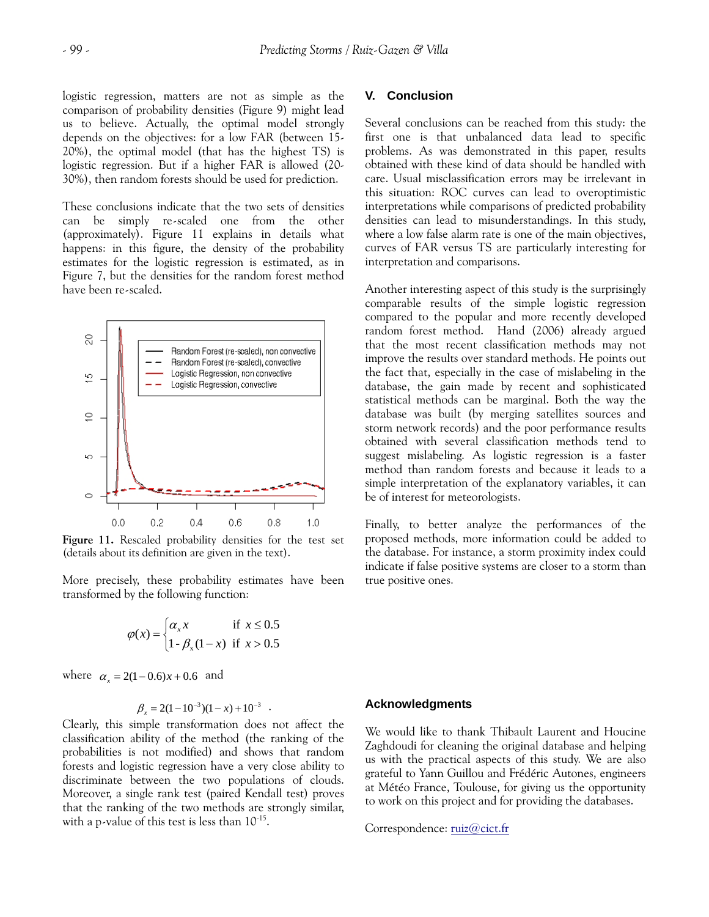logistic regression, matters are not as simple as the comparison of probability densities (Figure 9) might lead us to believe. Actually, the optimal model strongly depends on the objectives: for a low FAR (between 15-20%), the optimal model (that has the highest TS) is logistic regression. But if a higher FAR is allowed (20-30%), then random forests should be used for prediction.

These conclusions indicate that the two sets of densities can be simply re-scaled one from the other (approximately). Figure 11 explains in details what happens: in this figure, the density of the probability estimates for the logistic regression is estimated, as in Figure 7, but the densities for the random forest method have been re-scaled.

**Figure 11.** Rescaled probability densities for the test set (details about its definition are given in the text).

More precisely, these probability estimates have been transformed by the following function:

$$\varphi(x) = \begin{cases} \alpha_x x & \text{if } x \leq 0.5 \\ 1 - \beta_x (1-x) & \text{if } x > 0.5 \end{cases}$$

where $\alpha_x = 2(1-0.6)x + 0.6$ and

$$\beta_x = 2(1-10^{-3})(1-x) + 10^{-3} \quad .$$

Clearly, this simple transformation does not affect the classification ability of the method (the ranking of the probabilities is not modified) and shows that random forests and logistic regression have a very close ability to discriminate between the two populations of clouds. Moreover, a single rank test (paired Kendall test) proves that the ranking of the two methods are strongly similar, with a p-value of this test is less than $10^{-15}$.

## V. Conclusion

Several conclusions can be reached from this study: the first one is that unbalanced data lead to specific problems. As was demonstrated in this paper, results obtained with these kind of data should be handled with care. Usual misclassification errors may be irrelevant in this situation: ROC curves can lead to overoptimistic interpretations while comparisons of predicted probability densities can lead to misunderstandings. In this study, where a low false alarm rate is one of the main objectives, curves of FAR versus TS are particularly interesting for interpretation and comparisons.

Another interesting aspect of this study is the surprisingly comparable results of the simple logistic regression compared to the popular and more recently developed random forest method. Hand (2006) already argued that the most recent classification methods may not improve the results over standard methods. He points out the fact that, especially in the case of mislabeling in the database, the gain made by recent and sophisticated statistical methods can be marginal. Both the way the database was built (by merging satellites sources and storm network records) and the poor performance results obtained with several classification methods tend to suggest mislabeling. As logistic regression is a faster method than random forests and because it leads to a simple interpretation of the explanatory variables, it can be of interest for meteorologists.

Finally, to better analyze the performances of the proposed methods, more information could be added to the database. For instance, a storm proximity index could indicate if false positive systems are closer to a storm than true positive ones.

## Acknowledgments

We would like to thank Thibault Laurent and Houcine Zaghdoudi for cleaning the original database and helping us with the practical aspects of this study. We are also grateful to Yann Guillou and Frédéric Autones, engineers at Météo France, Toulouse, for giving us the opportunity to work on this project and for providing the databases.

Correspondence: ruiz@cict.fr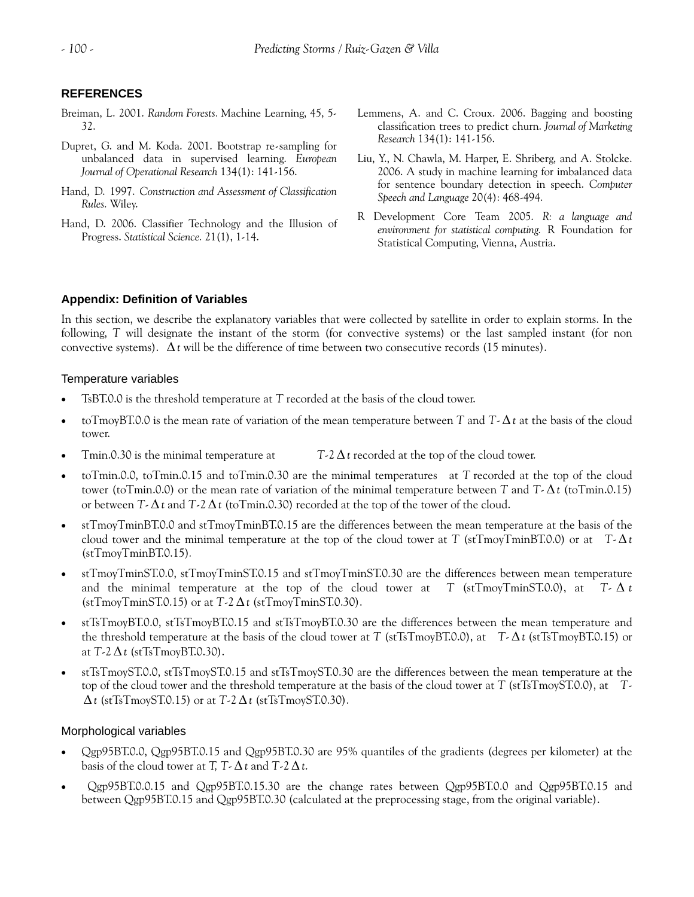## REFERENCES

Breiman, L. 2001. *Random Forests.* Machine Learning, 45, 5-32.

Dupret, G. and M. Koda. 2001. Bootstrap re-sampling for unbalanced data in supervised learning. *European Journal of Operational Research* 134(1): 141-156.

Hand, D. 1997. *Construction and Assessment of Classification Rules.* Wiley.

Hand, D. 2006. Classifier Technology and the Illusion of Progress. *Statistical Science.* 21(1), 1-14.

Lemmens, A. and C. Croux. 2006. Bagging and boosting classification trees to predict churn. *Journal of Marketing Research* 134(1): 141-156.

Liu, Y., N. Chawla, M. Harper, E. Shriberg, and A. Stolcke. 2006. A study in machine learning for imbalanced data for sentence boundary detection in speech. *Computer Speech and Language* 20(4): 468-494.

R Development Core Team 2005. *R: a language and environment for statistical computing.* R Foundation for Statistical Computing, Vienna, Austria.

## Appendix: Definition of Variables

In this section, we describe the explanatory variables that were collected by satellite in order to explain storms. In the following, $T$ will designate the instant of the storm (for convective systems) or the last sampled instant (for non convective systems). $\Delta t$ will be the difference of time between two consecutive records (15 minutes).

### Temperature variables

- TsBT.0.0 is the threshold temperature at $T$ recorded at the basis of the cloud tower.
- toTmoyBT.0.0 is the mean rate of variation of the mean temperature between $T$ and $T-\Delta t$ at the basis of the cloud tower.
- Tmin.0.30 is the minimal temperature at $T-2\Delta t$ recorded at the top of the cloud tower.
- toTmin.0.0, toTmin.0.15 and toTmin.0.30 are the minimal temperatures at $T$ recorded at the top of the cloud tower (toTmin.0.0) or the mean rate of variation of the minimal temperature between $T$ and $T-\Delta t$ (toTmin.0.15) or between $T-\Delta t$ and $T-2\Delta t$ (toTmin.0.30) recorded at the top of the tower of the cloud.
- stTmoyTminBT.0.0 and stTmoyTminBT.0.15 are the differences between the mean temperature at the basis of the cloud tower and the minimal temperature at the top of the cloud tower at $T$ (stTmoyTminBT.0.0) or at $T-\Delta t$ (stTmoyTminBT.0.15).
- stTmoyTminST.0.0, stTmoyTminST.0.15 and stTmoyTminST.0.30 are the differences between mean temperature and the minimal temperature at the top of the cloud tower at $T$ (stTmoyTminST.0.0), at $T-\Delta t$ (stTmoyTminST.0.15) or at $T-2\Delta t$ (stTmoyTminST.0.30).
- stTsTmoyBT.0.0, stTsTmoyBT.0.15 and stTsTmoyBT.0.30 are the differences between the mean temperature and the threshold temperature at the basis of the cloud tower at $T$ (stTsTmoyBT.0.0), at $T-\Delta t$ (stTsTmoyBT.0.15) or at $T-2\Delta t$ (stTsTmoyBT.0.30).
- stTsTmoyST.0.0, stTsTmoyST.0.15 and stTsTmoyST.0.30 are the differences between the mean temperature at the top of the cloud tower and the threshold temperature at the basis of the cloud tower at $T$ (stTsTmoyST.0.0), at $T-\Delta t$ (stTsTmoyST.0.15) or at $T-2\Delta t$ (stTsTmoyST.0.30).

### Morphological variables

- Qgp95BT.0.0, Qgp95BT.0.15 and Qgp95BT.0.30 are 95% quantiles of the gradients (degrees per kilometer) at the basis of the cloud tower at $T$, $T-\Delta t$ and $T-2\Delta t$.
- Qgp95BT.0.0.15 and Qgp95BT.0.15.30 are the change rates between Qgp95BT.0.0 and Qgp95BT.0.15 and between Qgp95BT.0.15 and Qgp95BT.0.30 (calculated at the preprocessing stage, from the original variable).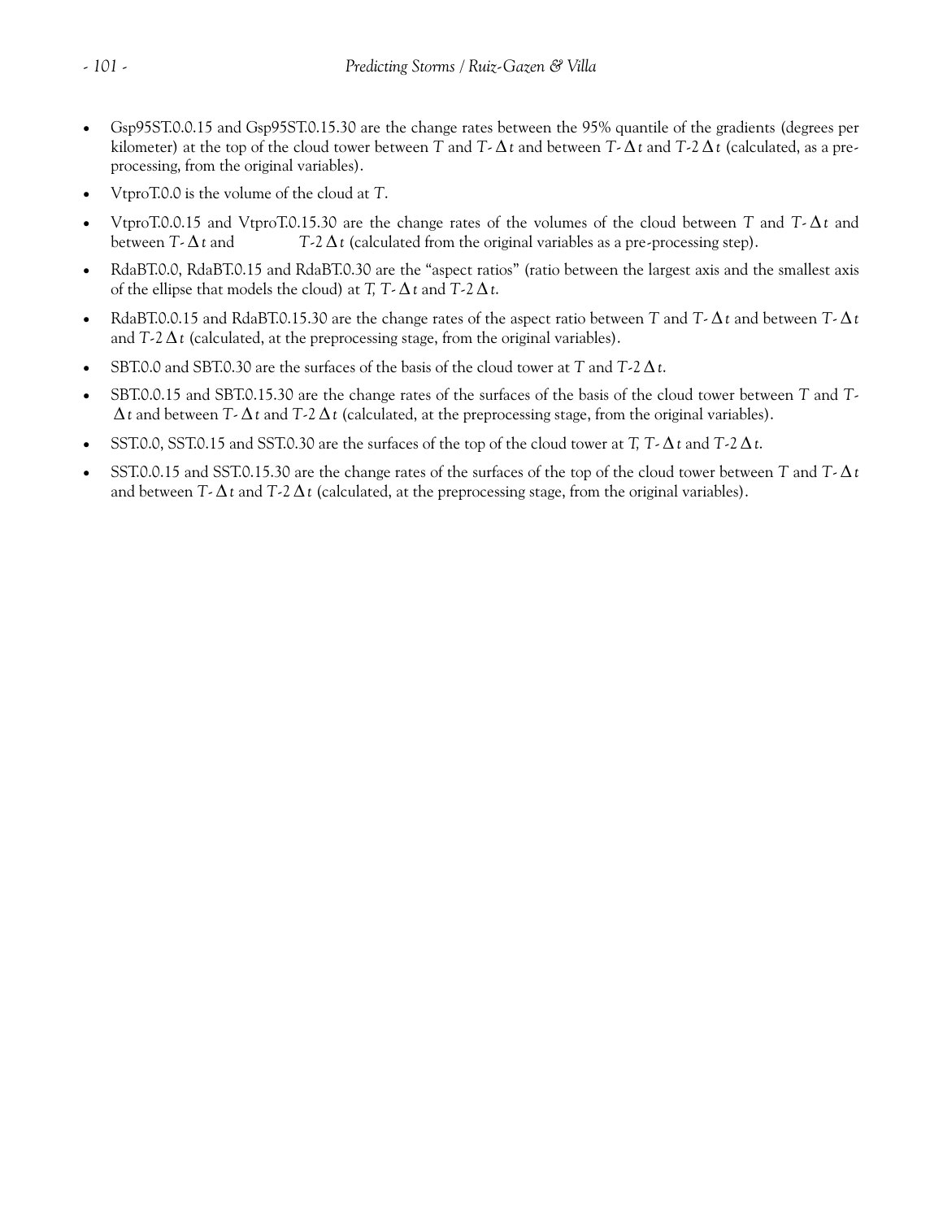- Gsp95ST.0.0.15 and Gsp95ST.0.15.30 are the change rates between the 95% quantile of the gradients (degrees per kilometer) at the top of the cloud tower between $T$ and $T-\Delta t$ and between $T-\Delta t$ and $T-2\Delta t$ (calculated, as a pre-processing, from the original variables).
- VtproT.0.0 is the volume of the cloud at $T$.
- VtproT.0.0.15 and VtproT.0.15.30 are the change rates of the volumes of the cloud between $T$ and $T-\Delta t$ and between $T-\Delta t$ and $T-2\Delta t$ (calculated from the original variables as a pre-processing step).
- RdaBT.0.0, RdaBT.0.15 and RdaBT.0.30 are the "aspect ratios" (ratio between the largest axis and the smallest axis of the ellipse that models the cloud) at $T$, $T-\Delta t$ and $T-2\Delta t$.
- RdaBT.0.0.15 and RdaBT.0.15.30 are the change rates of the aspect ratio between $T$ and $T-\Delta t$ and between $T-\Delta t$ and $T-2\Delta t$ (calculated, at the preprocessing stage, from the original variables).
- SBT.0.0 and SBT.0.30 are the surfaces of the basis of the cloud tower at $T$ and $T-2\Delta t$.
- SBT.0.0.15 and SBT.0.15.30 are the change rates of the surfaces of the basis of the cloud tower between $T$ and $T-\Delta t$ and between $T-\Delta t$ and $T-2\Delta t$ (calculated, at the preprocessing stage, from the original variables).
- SST.0.0, SST.0.15 and SST.0.30 are the surfaces of the top of the cloud tower at $T$, $T-\Delta t$ and $T-2\Delta t$.
- SST.0.0.15 and SST.0.15.30 are the change rates of the surfaces of the top of the cloud tower between $T$ and $T-\Delta t$ and between $T-\Delta t$ and $T-2\Delta t$ (calculated, at the preprocessing stage, from the original variables).